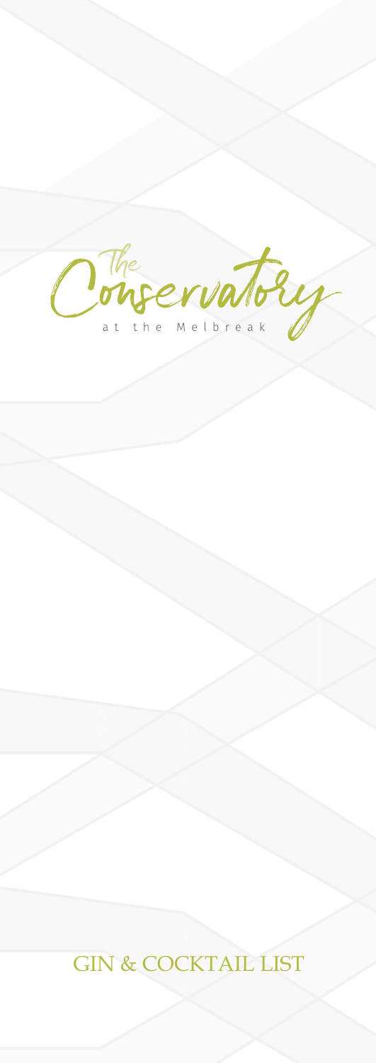# The Conservatory

at the Melbreak

## GIN & COCKTAIL LIST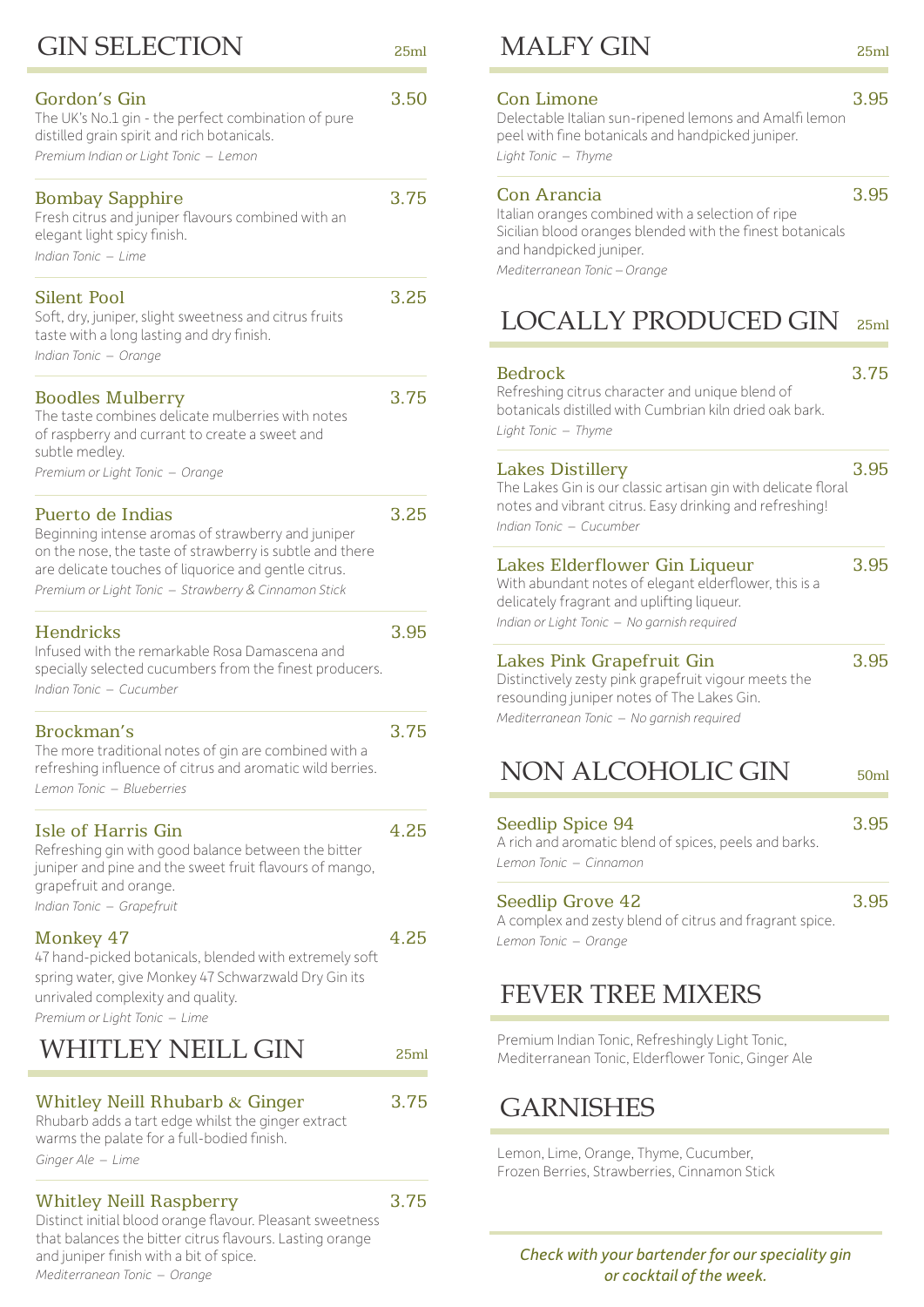## GIN SELECTION

25ml

### Gordon's Gin — 3.50
The UK's No.1 gin - the perfect combination of pure distilled grain spirit and rich botanicals.
*Premium Indian or Light Tonic – Lemon*

### Bombay Sapphire — 3.75
Fresh citrus and juniper flavours combined with an elegant light spicy finish.
*Indian Tonic – Lime*

### Silent Pool — 3.25
Soft, dry, juniper, slight sweetness and citrus fruits taste with a long lasting and dry finish.
*Indian Tonic – Orange*

### Boodles Mulberry — 3.75
The taste combines delicate mulberries with notes of raspberry and currant to create a sweet and subtle medley.
*Premium or Light Tonic – Orange*

### Puerto de Indias — 3.25
Beginning intense aromas of strawberry and juniper on the nose, the taste of strawberry is subtle and there are delicate touches of liquorice and gentle citrus.
*Premium or Light Tonic – Strawberry & Cinnamon Stick*

### Hendricks — 3.95
Infused with the remarkable Rosa Damascena and specially selected cucumbers from the finest producers.
*Indian Tonic – Cucumber*

### Brockman's — 3.75
The more traditional notes of gin are combined with a refreshing influence of citrus and aromatic wild berries.
*Lemon Tonic – Blueberries*

### Isle of Harris Gin — 4.25
Refreshing gin with good balance between the bitter juniper and pine and the sweet fruit flavours of mango, grapefruit and orange.
*Indian Tonic – Grapefruit*

### Monkey 47 — 4.25
47 hand-picked botanicals, blended with extremely soft spring water, give Monkey 47 Schwarzwald Dry Gin its unrivaled complexity and quality.
*Premium or Light Tonic – Lime*

## WHITLEY NEILL GIN

25ml

### Whitley Neill Rhubarb & Ginger — 3.75
Rhubarb adds a tart edge whilst the ginger extract warms the palate for a full-bodied finish.
*Ginger Ale – Lime*

### Whitley Neill Raspberry — 3.75
Distinct initial blood orange flavour. Pleasant sweetness that balances the bitter citrus flavours. Lasting orange and juniper finish with a bit of spice.
*Mediterranean Tonic – Orange*

## MALFY GIN

25ml

### Con Limone — 3.95
Delectable Italian sun-ripened lemons and Amalfi lemon peel with fine botanicals and handpicked juniper.
*Light Tonic – Thyme*

### Con Arancia — 3.95
Italian oranges combined with a selection of ripe Sicilian blood oranges blended with the finest botanicals and handpicked juniper.
*Mediterranean Tonic – Orange*

## LOCALLY PRODUCED GIN

25ml

### Bedrock — 3.75
Refreshing citrus character and unique blend of botanicals distilled with Cumbrian kiln dried oak bark.
*Light Tonic – Thyme*

### Lakes Distillery — 3.95
The Lakes Gin is our classic artisan gin with delicate floral notes and vibrant citrus. Easy drinking and refreshing!
*Indian Tonic – Cucumber*

### Lakes Elderflower Gin Liqueur — 3.95
With abundant notes of elegant elderflower, this is a delicately fragrant and uplifting liqueur.
*Indian or Light Tonic – No garnish required*

### Lakes Pink Grapefruit Gin — 3.95
Distinctively zesty pink grapefruit vigour meets the resounding juniper notes of The Lakes Gin.
*Mediterranean Tonic – No garnish required*

## NON ALCOHOLIC GIN

50ml

### Seedlip Spice 94 — 3.95
A rich and aromatic blend of spices, peels and barks.
*Lemon Tonic – Cinnamon*

### Seedlip Grove 42 — 3.95
A complex and zesty blend of citrus and fragrant spice.
*Lemon Tonic – Orange*

## FEVER TREE MIXERS

Premium Indian Tonic, Refreshingly Light Tonic, Mediterranean Tonic, Elderflower Tonic, Ginger Ale

## GARNISHES

Lemon, Lime, Orange, Thyme, Cucumber, Frozen Berries, Strawberries, Cinnamon Stick

*Check with your bartender for our speciality gin or cocktail of the week.*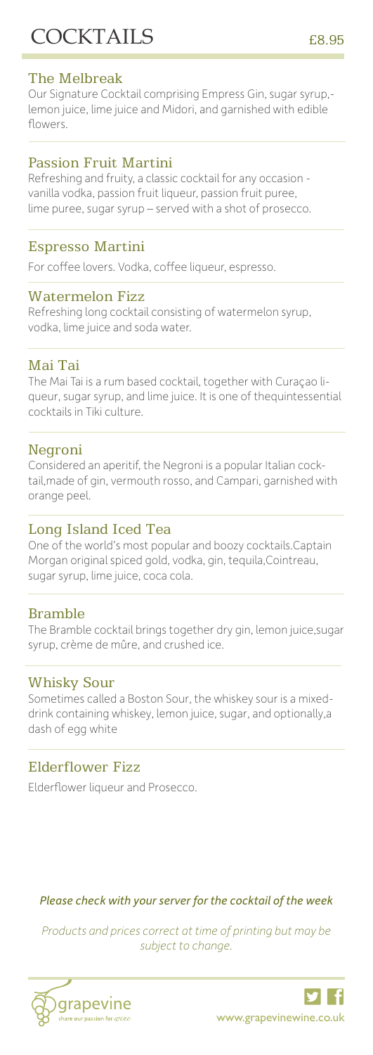# COCKTAILS

£8.95

### The Melbreak

Our Signature Cocktail comprising Empress Gin, sugar syrup,-lemon juice, lime juice and Midori, and garnished with edible flowers.

### Passion Fruit Martini

Refreshing and fruity, a classic cocktail for any occasion - vanilla vodka, passion fruit liqueur, passion fruit puree, lime puree, sugar syrup – served with a shot of prosecco.

### Espresso Martini

For coffee lovers. Vodka, coffee liqueur, espresso.

### Watermelon Fizz

Refreshing long cocktail consisting of watermelon syrup, vodka, lime juice and soda water.

### Mai Tai

The Mai Tai is a rum based cocktail, together with Curaçao liqueur, sugar syrup, and lime juice. It is one of thequintessential cocktails in Tiki culture.

### Negroni

Considered an aperitif, the Negroni is a popular Italian cocktail,made of gin, vermouth rosso, and Campari, garnished with orange peel.

### Long Island Iced Tea

One of the world's most popular and boozy cocktails.Captain Morgan original spiced gold, vodka, gin, tequila,Cointreau, sugar syrup, lime juice, coca cola.

### Bramble

The Bramble cocktail brings together dry gin, lemon juice,sugar syrup, crème de mûre, and crushed ice.

### Whisky Sour

Sometimes called a Boston Sour, the whiskey sour is a mixed-drink containing whiskey, lemon juice, sugar, and optionally,a dash of egg white

### Elderflower Fizz

Elderflower liqueur and Prosecco.

***Please check with your server for the cocktail of the week***

*Products and prices correct at time of printing but may be subject to change.*

grapevine
share our passion for wine

www.grapevinewine.co.uk